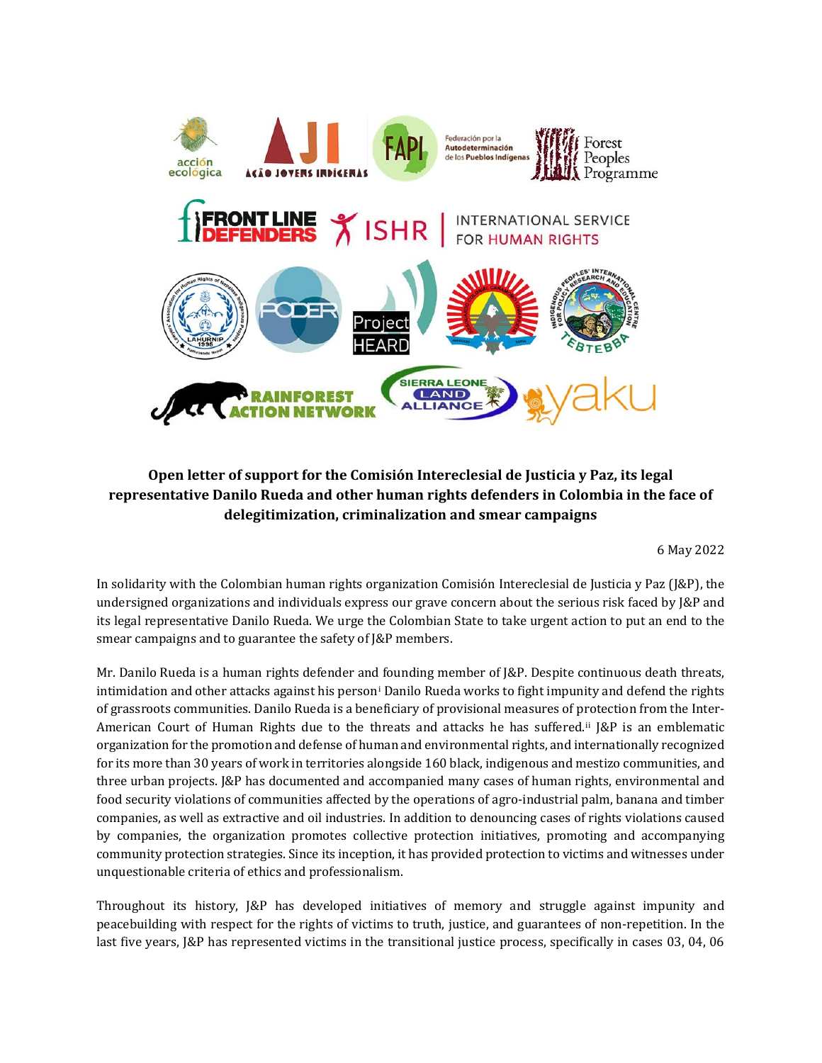**Open letter of support for the Comisión Intereclesial de Justicia y Paz, its legal representative Danilo Rueda and other human rights defenders in Colombia in the face of delegitimization, criminalization and smear campaigns**

6 May 2022

In solidarity with the Colombian human rights organization Comisión Intereclesial de Justicia y Paz (J&P), the undersigned organizations and individuals express our grave concern about the serious risk faced by J&P and its legal representative Danilo Rueda. We urge the Colombian State to take urgent action to put an end to the smear campaigns and to guarantee the safety of J&P members.

Mr. Danilo Rueda is a human rights defender and founding member of J&P. Despite continuous death threats, intimidation and other attacks against his person[i] Danilo Rueda works to fight impunity and defend the rights of grassroots communities. Danilo Rueda is a beneficiary of provisional measures of protection from the Inter-American Court of Human Rights due to the threats and attacks he has suffered.[ii] J&P is an emblematic organization for the promotion and defense of human and environmental rights, and internationally recognized for its more than 30 years of work in territories alongside 160 black, indigenous and mestizo communities, and three urban projects. J&P has documented and accompanied many cases of human rights, environmental and food security violations of communities affected by the operations of agro-industrial palm, banana and timber companies, as well as extractive and oil industries. In addition to denouncing cases of rights violations caused by companies, the organization promotes collective protection initiatives, promoting and accompanying community protection strategies. Since its inception, it has provided protection to victims and witnesses under unquestionable criteria of ethics and professionalism.

Throughout its history, J&P has developed initiatives of memory and struggle against impunity and peacebuilding with respect for the rights of victims to truth, justice, and guarantees of non-repetition. In the last five years, J&P has represented victims in the transitional justice process, specifically in cases 03, 04, 06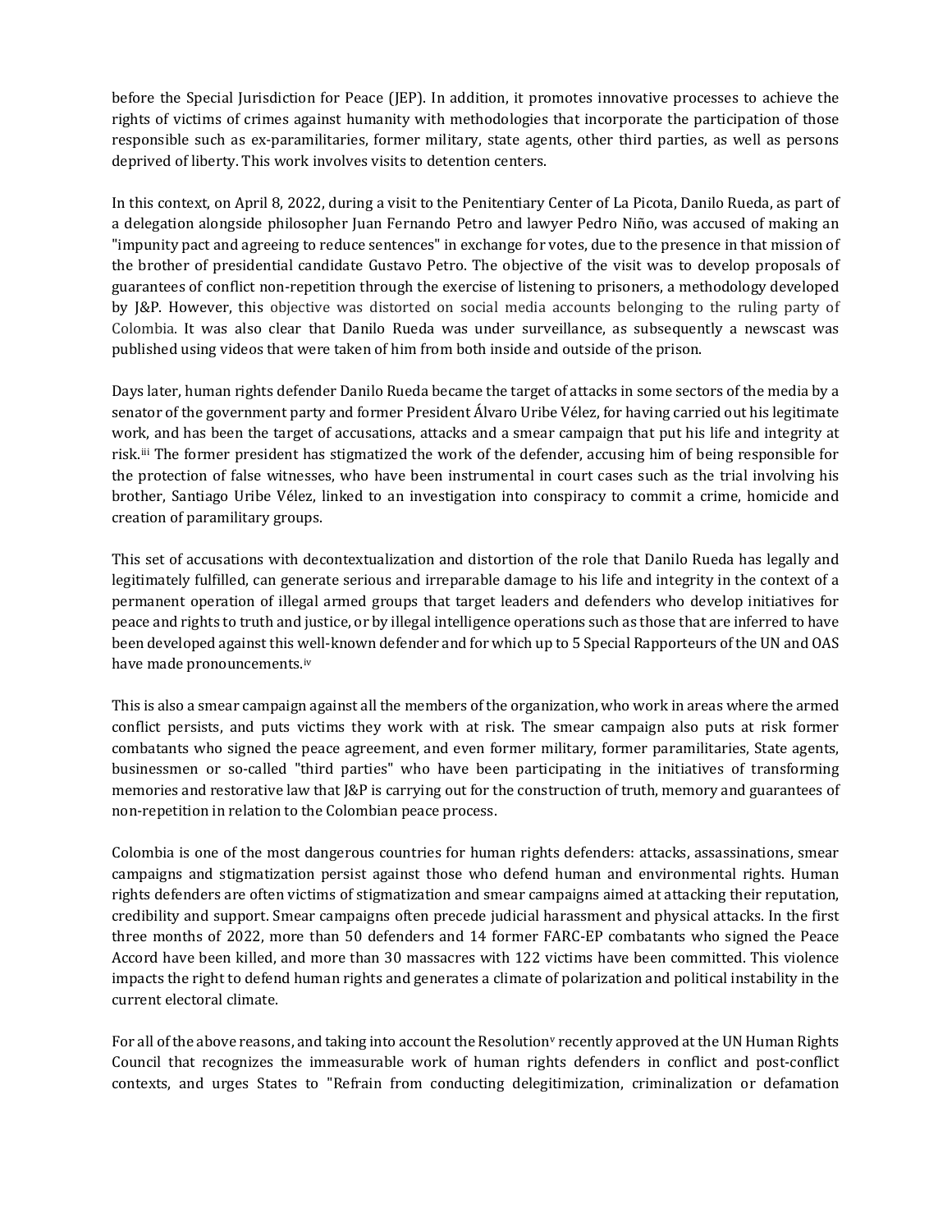before the Special Jurisdiction for Peace (JEP). In addition, it promotes innovative processes to achieve the rights of victims of crimes against humanity with methodologies that incorporate the participation of those responsible such as ex-paramilitaries, former military, state agents, other third parties, as well as persons deprived of liberty. This work involves visits to detention centers.

In this context, on April 8, 2022, during a visit to the Penitentiary Center of La Picota, Danilo Rueda, as part of a delegation alongside philosopher Juan Fernando Petro and lawyer Pedro Niño, was accused of making an "impunity pact and agreeing to reduce sentences" in exchange for votes, due to the presence in that mission of the brother of presidential candidate Gustavo Petro. The objective of the visit was to develop proposals of guarantees of conflict non-repetition through the exercise of listening to prisoners, a methodology developed by J&P. However, this objective was distorted on social media accounts belonging to the ruling party of Colombia. It was also clear that Danilo Rueda was under surveillance, as subsequently a newscast was published using videos that were taken of him from both inside and outside of the prison.

Days later, human rights defender Danilo Rueda became the target of attacks in some sectors of the media by a senator of the government party and former President Álvaro Uribe Vélez, for having carried out his legitimate work, and has been the target of accusations, attacks and a smear campaign that put his life and integrity at risk.[iii] The former president has stigmatized the work of the defender, accusing him of being responsible for the protection of false witnesses, who have been instrumental in court cases such as the trial involving his brother, Santiago Uribe Vélez, linked to an investigation into conspiracy to commit a crime, homicide and creation of paramilitary groups.

This set of accusations with decontextualization and distortion of the role that Danilo Rueda has legally and legitimately fulfilled, can generate serious and irreparable damage to his life and integrity in the context of a permanent operation of illegal armed groups that target leaders and defenders who develop initiatives for peace and rights to truth and justice, or by illegal intelligence operations such as those that are inferred to have been developed against this well-known defender and for which up to 5 Special Rapporteurs of the UN and OAS have made pronouncements.[iv]

This is also a smear campaign against all the members of the organization, who work in areas where the armed conflict persists, and puts victims they work with at risk. The smear campaign also puts at risk former combatants who signed the peace agreement, and even former military, former paramilitaries, State agents, businessmen or so-called "third parties" who have been participating in the initiatives of transforming memories and restorative law that J&P is carrying out for the construction of truth, memory and guarantees of non-repetition in relation to the Colombian peace process.

Colombia is one of the most dangerous countries for human rights defenders: attacks, assassinations, smear campaigns and stigmatization persist against those who defend human and environmental rights. Human rights defenders are often victims of stigmatization and smear campaigns aimed at attacking their reputation, credibility and support. Smear campaigns often precede judicial harassment and physical attacks. In the first three months of 2022, more than 50 defenders and 14 former FARC-EP combatants who signed the Peace Accord have been killed, and more than 30 massacres with 122 victims have been committed. This violence impacts the right to defend human rights and generates a climate of polarization and political instability in the current electoral climate.

For all of the above reasons, and taking into account the Resolution[v] recently approved at the UN Human Rights Council that recognizes the immeasurable work of human rights defenders in conflict and post-conflict contexts, and urges States to "Refrain from conducting delegitimization, criminalization or defamation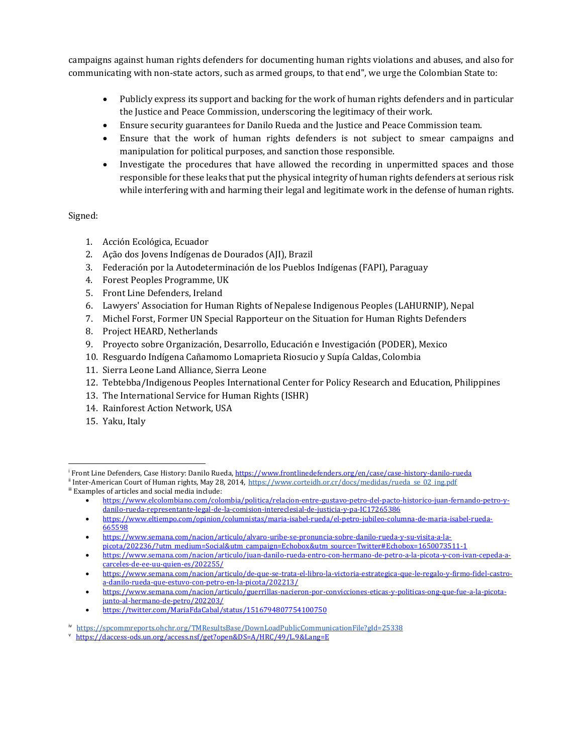campaigns against human rights defenders for documenting human rights violations and abuses, and also for communicating with non-state actors, such as armed groups, to that end", we urge the Colombian State to:

- Publicly express its support and backing for the work of human rights defenders and in particular the Justice and Peace Commission, underscoring the legitimacy of their work.
- Ensure security guarantees for Danilo Rueda and the Justice and Peace Commission team.
- Ensure that the work of human rights defenders is not subject to smear campaigns and manipulation for political purposes, and sanction those responsible.
- Investigate the procedures that have allowed the recording in unpermitted spaces and those responsible for these leaks that put the physical integrity of human rights defenders at serious risk while interfering with and harming their legal and legitimate work in the defense of human rights.

Signed:

1. Acción Ecológica, Ecuador
2. Ação dos Jovens Indígenas de Dourados (AJI), Brazil
3. Federación por la Autodeterminación de los Pueblos Indígenas (FAPI), Paraguay
4. Forest Peoples Programme, UK
5. Front Line Defenders, Ireland
6. Lawyers' Association for Human Rights of Nepalese Indigenous Peoples (LAHURNIP), Nepal
7. Michel Forst, Former UN Special Rapporteur on the Situation for Human Rights Defenders
8. Project HEARD, Netherlands
9. Proyecto sobre Organización, Desarrollo, Educación e Investigación (PODER), Mexico
10. Resguardo Indígena Cañamomo Lomaprieta Riosucio y Supía Caldas, Colombia
11. Sierra Leone Land Alliance, Sierra Leone
12. Tebtebba/Indigenous Peoples International Center for Policy Research and Education, Philippines
13. The International Service for Human Rights (ISHR)
14. Rainforest Action Network, USA
15. Yaku, Italy

---

[i] Front Line Defenders, Case History: Danilo Rueda, https://www.frontlinedefenders.org/en/case/case-history-danilo-rueda

[ii] Inter-American Court of Human rights, May 28, 2014, https://www.corteidh.or.cr/docs/medidas/rueda_se_02_ing.pdf

[iii] Examples of articles and social media include:

- https://www.elcolombiano.com/colombia/politica/relacion-entre-gustavo-petro-del-pacto-historico-juan-fernando-petro-y-danilo-rueda-representante-legal-de-la-comision-intereclesial-de-justicia-y-pa-IC17265386
- https://www.eltiempo.com/opinion/columnistas/maria-isabel-rueda/el-petro-jubileo-columna-de-maria-isabel-rueda-665598
- https://www.semana.com/nacion/articulo/alvaro-uribe-se-pronuncia-sobre-danilo-rueda-y-su-visita-a-la-picota/202236/?utm_medium=Social&utm_campaign=Echobox&utm_source=Twitter#Echobox=1650073511-1
- https://www.semana.com/nacion/articulo/juan-danilo-rueda-entro-con-hermano-de-petro-a-la-picota-y-con-ivan-cepeda-a-carceles-de-ee-uu-quien-es/202255/
- https://www.semana.com/nacion/articulo/de-que-se-trata-el-libro-la-victoria-estrategica-que-le-regalo-y-firmo-fidel-castro-a-danilo-rueda-que-estuvo-con-petro-en-la-picota/202213/
- https://www.semana.com/nacion/articulo/guerrillas-nacieron-por-convicciones-eticas-y-politicas-ong-que-fue-a-la-picota-junto-al-hermano-de-petro/202203/
- https://twitter.com/MariaFdaCabal/status/1516794807754100750

[iv] https://spcommreports.ohchr.org/TMResultsBase/DownLoadPublicCommunicationFile?gId=25338

[v] https://daccess-ods.un.org/access.nsf/get?open&DS=A/HRC/49/L.9&Lang=E